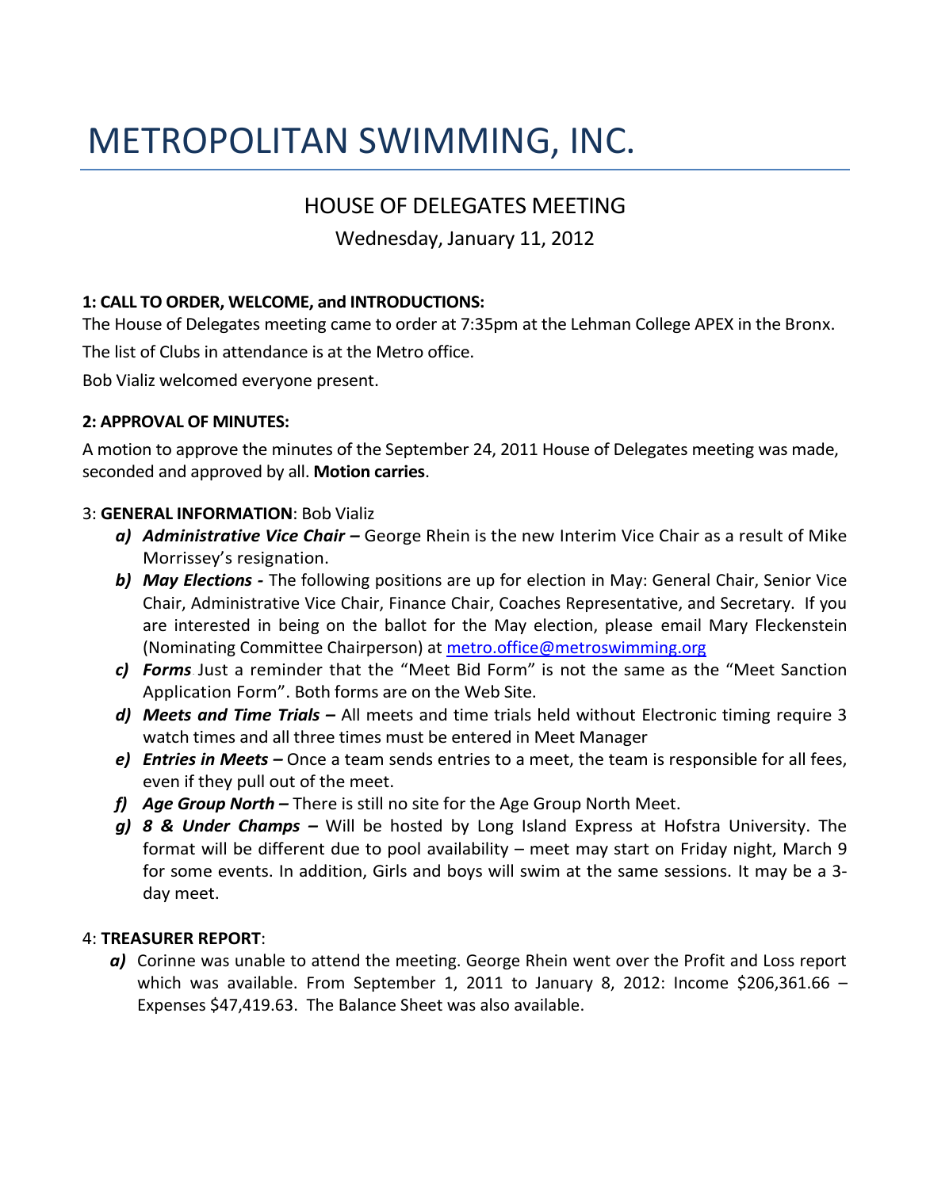# METROPOLITAN SWIMMING, INC.

## HOUSE OF DELEGATES MEETING

Wednesday, January 11, 2012

**1: CALL TO ORDER, WELCOME, and INTRODUCTIONS:**

The House of Delegates meeting came to order at 7:35pm at the Lehman College APEX in the Bronx.

The list of Clubs in attendance is at the Metro office.

Bob Vializ welcomed everyone present.

**2: APPROVAL OF MINUTES:**

A motion to approve the minutes of the September 24, 2011 House of Delegates meeting was made, seconded and approved by all. **Motion carries**.

3: **GENERAL INFORMATION**: Bob Vializ

- ***a) Administrative Vice Chair –*** George Rhein is the new Interim Vice Chair as a result of Mike Morrissey's resignation.
- ***b) May Elections -*** The following positions are up for election in May: General Chair, Senior Vice Chair, Administrative Vice Chair, Finance Chair, Coaches Representative, and Secretary. If you are interested in being on the ballot for the May election, please email Mary Fleckenstein (Nominating Committee Chairperson) at metro.office@metroswimming.org
- ***c) Forms*** Just a reminder that the "Meet Bid Form" is not the same as the "Meet Sanction Application Form". Both forms are on the Web Site.
- ***d) Meets and Time Trials –*** All meets and time trials held without Electronic timing require 3 watch times and all three times must be entered in Meet Manager
- ***e) Entries in Meets –*** Once a team sends entries to a meet, the team is responsible for all fees, even if they pull out of the meet.
- ***f) Age Group North –*** There is still no site for the Age Group North Meet.
- ***g) 8 & Under Champs –*** Will be hosted by Long Island Express at Hofstra University. The format will be different due to pool availability – meet may start on Friday night, March 9 for some events. In addition, Girls and boys will swim at the same sessions. It may be a 3-day meet.

4: **TREASURER REPORT**:

- ***a)*** Corinne was unable to attend the meeting. George Rhein went over the Profit and Loss report which was available. From September 1, 2011 to January 8, 2012: Income $206,361.66 – Expenses $47,419.63. The Balance Sheet was also available.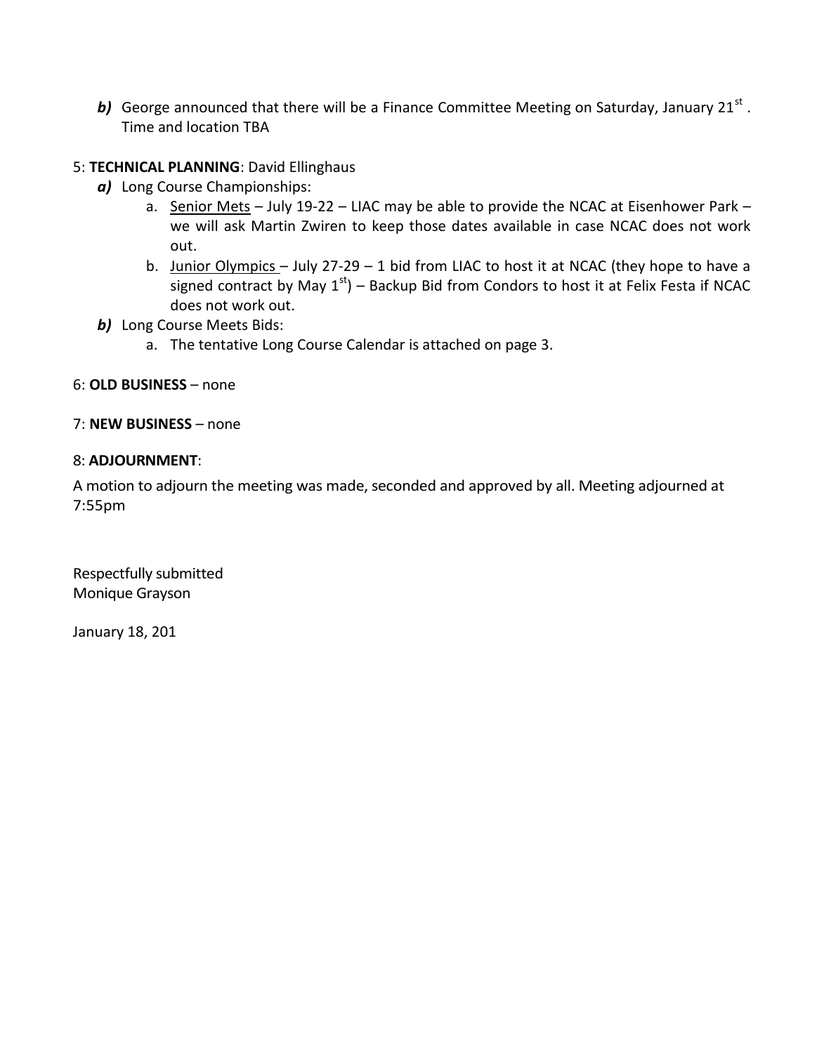***b)*** George announced that there will be a Finance Committee Meeting on Saturday, January 21st . Time and location TBA

5: **TECHNICAL PLANNING**: David Ellinghaus

***a)*** Long Course Championships:

a. Senior Mets – July 19-22 – LIAC may be able to provide the NCAC at Eisenhower Park – we will ask Martin Zwiren to keep those dates available in case NCAC does not work out.

b. Junior Olympics – July 27-29 – 1 bid from LIAC to host it at NCAC (they hope to have a signed contract by May 1st) – Backup Bid from Condors to host it at Felix Festa if NCAC does not work out.

***b)*** Long Course Meets Bids:

a. The tentative Long Course Calendar is attached on page 3.

6: **OLD BUSINESS** – none

7: **NEW BUSINESS** – none

8: **ADJOURNMENT**:

A motion to adjourn the meeting was made, seconded and approved by all. Meeting adjourned at 7:55pm

Respectfully submitted
Monique Grayson

January 18, 201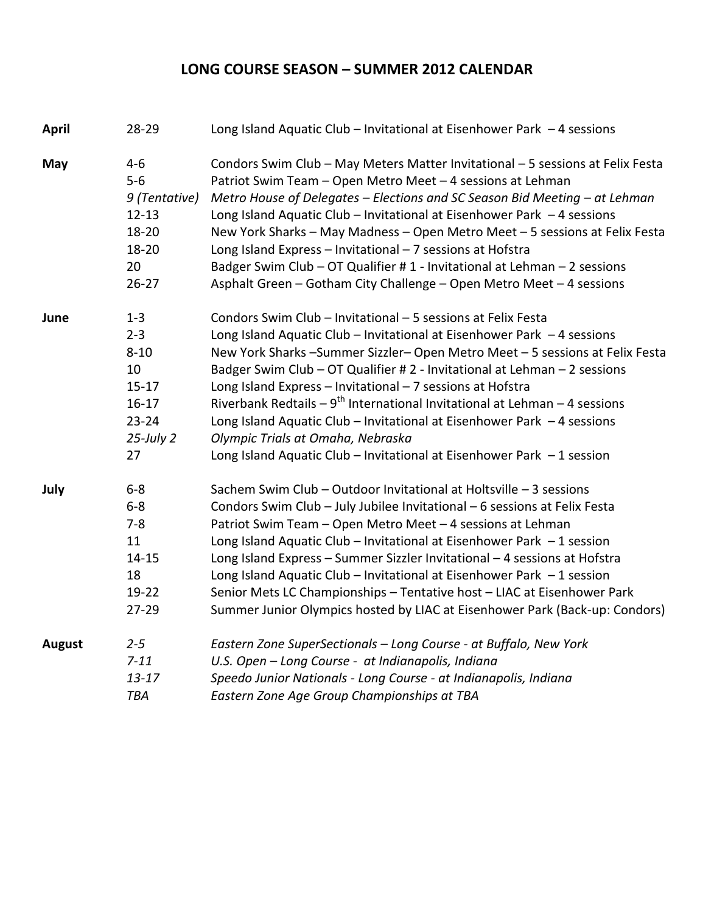# LONG COURSE SEASON – SUMMER 2012 CALENDAR

| | | |
|---|---|---|
| **April** | 28-29 | Long Island Aquatic Club – Invitational at Eisenhower Park – 4 sessions |
| **May** | 4-6 | Condors Swim Club – May Meters Matter Invitational – 5 sessions at Felix Festa |
| | 5-6 | Patriot Swim Team – Open Metro Meet – 4 sessions at Lehman |
| | *9 (Tentative)* | *Metro House of Delegates – Elections and SC Season Bid Meeting – at Lehman* |
| | 12-13 | Long Island Aquatic Club – Invitational at Eisenhower Park – 4 sessions |
| | 18-20 | New York Sharks – May Madness – Open Metro Meet – 5 sessions at Felix Festa |
| | 18-20 | Long Island Express – Invitational – 7 sessions at Hofstra |
| | 20 | Badger Swim Club – OT Qualifier # 1 - Invitational at Lehman – 2 sessions |
| | 26-27 | Asphalt Green – Gotham City Challenge – Open Metro Meet – 4 sessions |
| **June** | 1-3 | Condors Swim Club – Invitational – 5 sessions at Felix Festa |
| | 2-3 | Long Island Aquatic Club – Invitational at Eisenhower Park – 4 sessions |
| | 8-10 | New York Sharks –Summer Sizzler– Open Metro Meet – 5 sessions at Felix Festa |
| | 10 | Badger Swim Club – OT Qualifier # 2 - Invitational at Lehman – 2 sessions |
| | 15-17 | Long Island Express – Invitational – 7 sessions at Hofstra |
| | 16-17 | Riverbank Redtails – 9th International Invitational at Lehman – 4 sessions |
| | 23-24 | Long Island Aquatic Club – Invitational at Eisenhower Park – 4 sessions |
| | *25-July 2* | *Olympic Trials at Omaha, Nebraska* |
| | 27 | Long Island Aquatic Club – Invitational at Eisenhower Park – 1 session |
| **July** | 6-8 | Sachem Swim Club – Outdoor Invitational at Holtsville – 3 sessions |
| | 6-8 | Condors Swim Club – July Jubilee Invitational – 6 sessions at Felix Festa |
| | 7-8 | Patriot Swim Team – Open Metro Meet – 4 sessions at Lehman |
| | 11 | Long Island Aquatic Club – Invitational at Eisenhower Park – 1 session |
| | 14-15 | Long Island Express – Summer Sizzler Invitational – 4 sessions at Hofstra |
| | 18 | Long Island Aquatic Club – Invitational at Eisenhower Park – 1 session |
| | 19-22 | Senior Mets LC Championships – Tentative host – LIAC at Eisenhower Park |
| | 27-29 | Summer Junior Olympics hosted by LIAC at Eisenhower Park (Back-up: Condors) |
| **August** | *2-5* | *Eastern Zone SuperSectionals – Long Course - at Buffalo, New York* |
| | *7-11* | *U.S. Open – Long Course - at Indianapolis, Indiana* |
| | *13-17* | *Speedo Junior Nationals - Long Course - at Indianapolis, Indiana* |
| | *TBA* | *Eastern Zone Age Group Championships at TBA* |